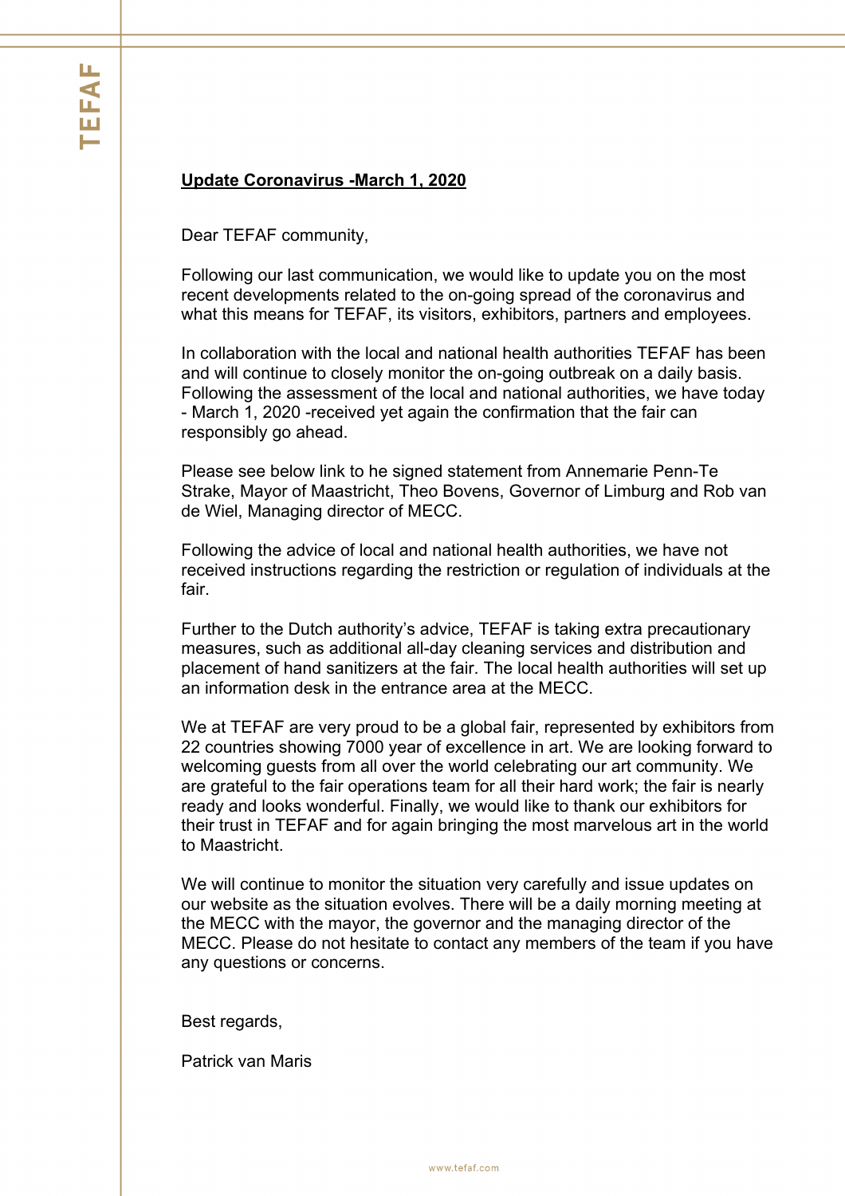**Update Coronavirus -March 1, 2020**

Dear TEFAF community,

Following our last communication, we would like to update you on the most recent developments related to the on-going spread of the coronavirus and what this means for TEFAF, its visitors, exhibitors, partners and employees.

In collaboration with the local and national health authorities TEFAF has been and will continue to closely monitor the on-going outbreak on a daily basis. Following the assessment of the local and national authorities, we have today - March 1, 2020 -received yet again the confirmation that the fair can responsibly go ahead.

Please see below link to he signed statement from Annemarie Penn-Te Strake, Mayor of Maastricht, Theo Bovens, Governor of Limburg and Rob van de Wiel, Managing director of MECC.

Following the advice of local and national health authorities, we have not received instructions regarding the restriction or regulation of individuals at the fair.

Further to the Dutch authority's advice, TEFAF is taking extra precautionary measures, such as additional all-day cleaning services and distribution and placement of hand sanitizers at the fair. The local health authorities will set up an information desk in the entrance area at the MECC.

We at TEFAF are very proud to be a global fair, represented by exhibitors from 22 countries showing 7000 year of excellence in art. We are looking forward to welcoming guests from all over the world celebrating our art community. We are grateful to the fair operations team for all their hard work; the fair is nearly ready and looks wonderful. Finally, we would like to thank our exhibitors for their trust in TEFAF and for again bringing the most marvelous art in the world to Maastricht.

We will continue to monitor the situation very carefully and issue updates on our website as the situation evolves. There will be a daily morning meeting at the MECC with the mayor, the governor and the managing director of the MECC. Please do not hesitate to contact any members of the team if you have any questions or concerns.

Best regards,

Patrick van Maris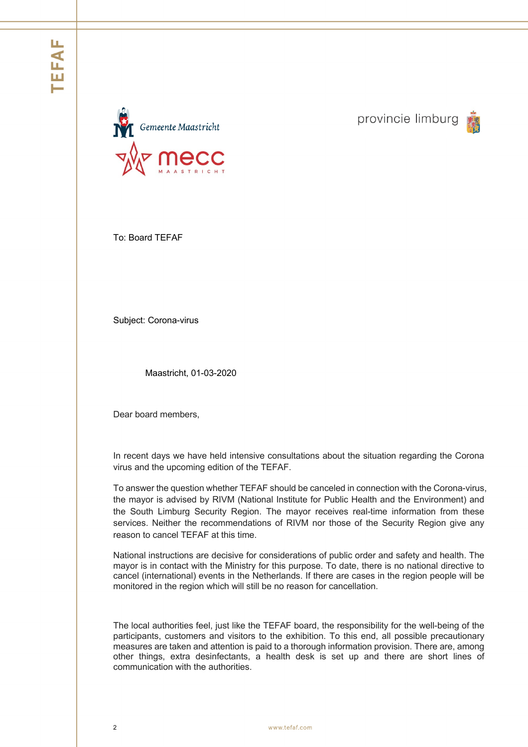Gemeente Maastricht

mecc MAASTRICHT

provincie limburg

To: Board TEFAF

Subject: Corona-virus

Maastricht, 01-03-2020

Dear board members,

In recent days we have held intensive consultations about the situation regarding the Corona virus and the upcoming edition of the TEFAF.

To answer the question whether TEFAF should be canceled in connection with the Corona-virus, the mayor is advised by RIVM (National Institute for Public Health and the Environment) and the South Limburg Security Region. The mayor receives real-time information from these services. Neither the recommendations of RIVM nor those of the Security Region give any reason to cancel TEFAF at this time.

National instructions are decisive for considerations of public order and safety and health. The mayor is in contact with the Ministry for this purpose. To date, there is no national directive to cancel (international) events in the Netherlands. If there are cases in the region people will be monitored in the region which will still be no reason for cancellation.

The local authorities feel, just like the TEFAF board, the responsibility for the well-being of the participants, customers and visitors to the exhibition. To this end, all possible precautionary measures are taken and attention is paid to a thorough information provision. There are, among other things, extra desinfectants, a health desk is set up and there are short lines of communication with the authorities.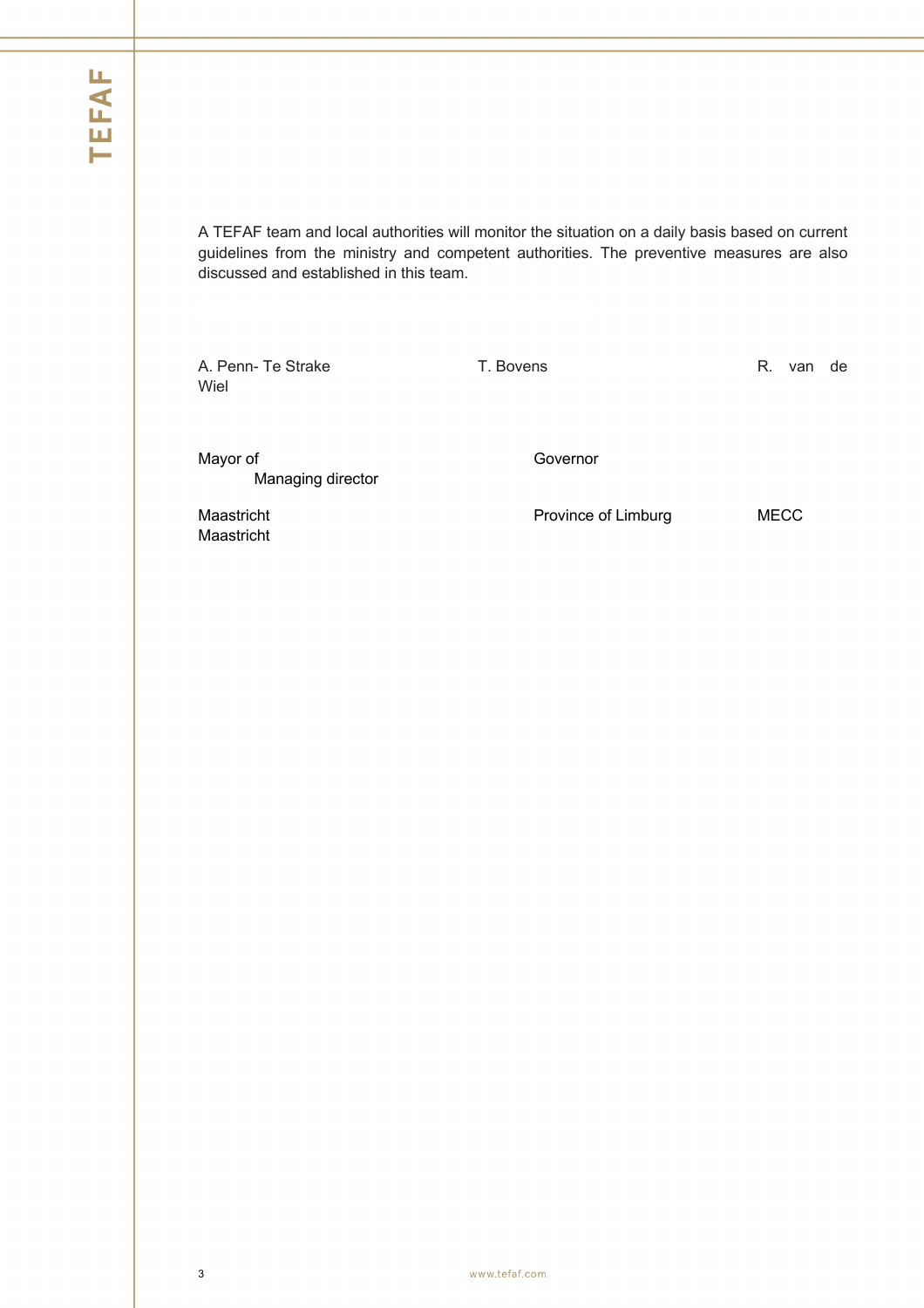A TEFAF team and local authorities will monitor the situation on a daily basis based on current guidelines from the ministry and competent authorities. The preventive measures are also discussed and established in this team.

| | | |
|---|---|---|
| A. Penn- Te Strake | T. Bovens | R. van de Wiel |
| Mayor of Maastricht | Governor Province of Limburg | Managing director MECC Maastricht |